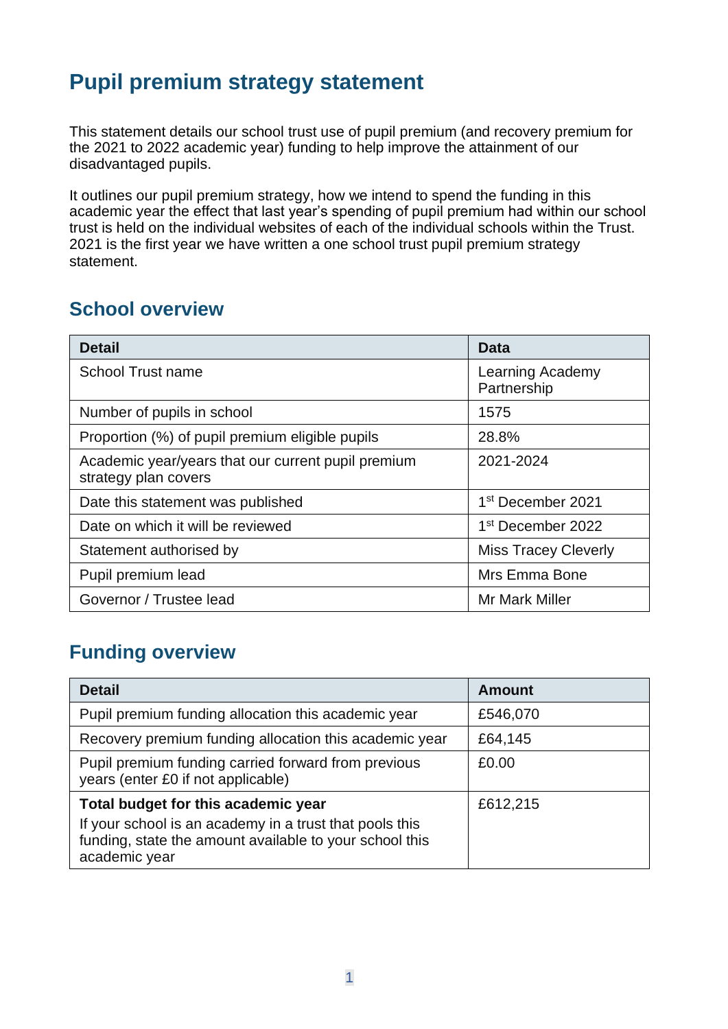# Pupil premium strategy statement

This statement details our school trust use of pupil premium (and recovery premium for the 2021 to 2022 academic year) funding to help improve the attainment of our disadvantaged pupils.

It outlines our pupil premium strategy, how we intend to spend the funding in this academic year the effect that last year's spending of pupil premium had within our school trust is held on the individual websites of each of the individual schools within the Trust. 2021 is the first year we have written a one school trust pupil premium strategy statement.

## School overview

| Detail | Data |
|---|---|
| School Trust name | Learning Academy Partnership |
| Number of pupils in school | 1575 |
| Proportion (%) of pupil premium eligible pupils | 28.8% |
| Academic year/years that our current pupil premium strategy plan covers | 2021-2024 |
| Date this statement was published | 1st December 2021 |
| Date on which it will be reviewed | 1st December 2022 |
| Statement authorised by | Miss Tracey Cleverly |
| Pupil premium lead | Mrs Emma Bone |
| Governor / Trustee lead | Mr Mark Miller |

## Funding overview

| Detail | Amount |
|---|---|
| Pupil premium funding allocation this academic year | £546,070 |
| Recovery premium funding allocation this academic year | £64,145 |
| Pupil premium funding carried forward from previous years (enter £0 if not applicable) | £0.00 |
| **Total budget for this academic year**<br>If your school is an academy in a trust that pools this funding, state the amount available to your school this academic year | £612,215 |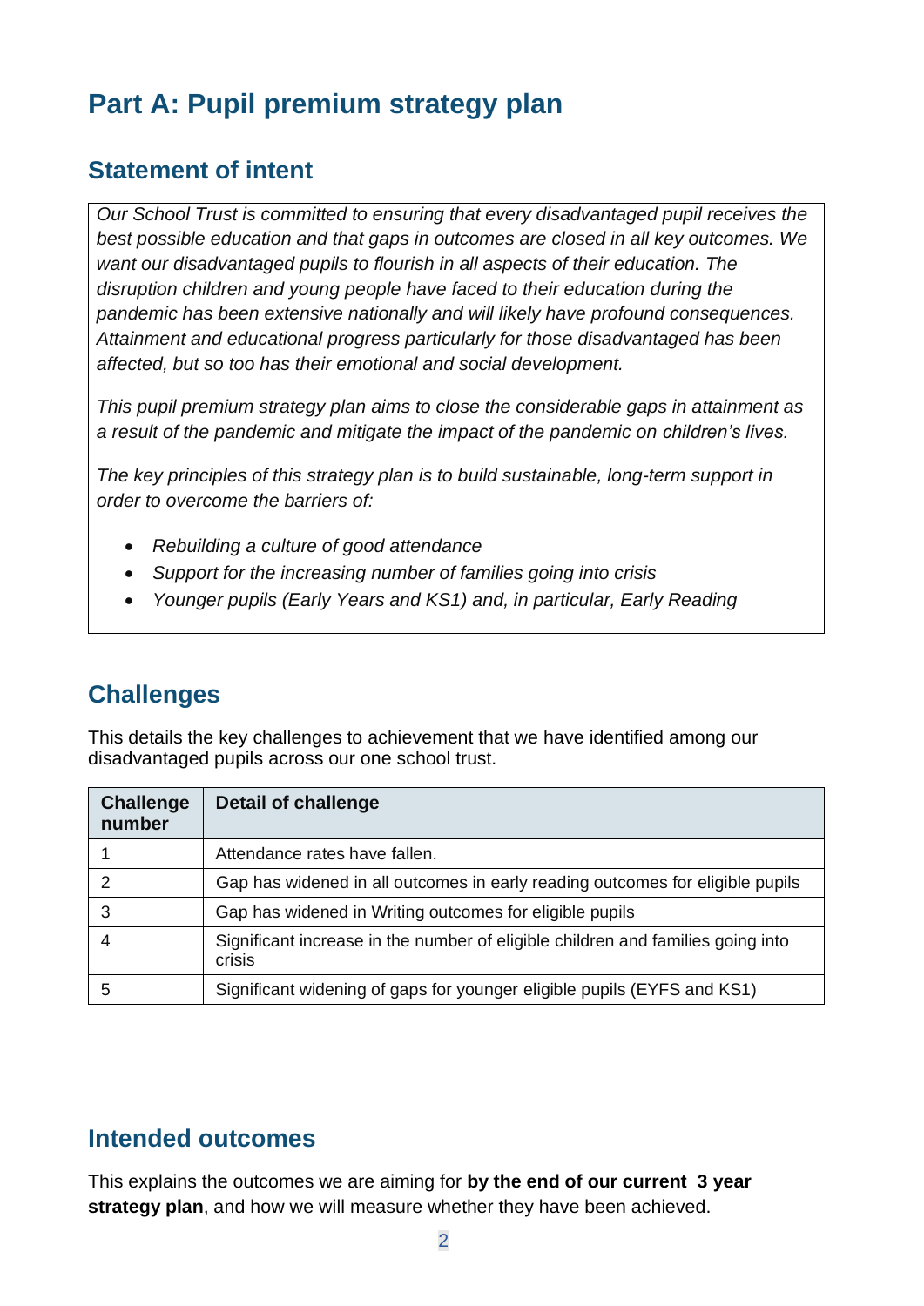# Part A: Pupil premium strategy plan

## Statement of intent

*Our School Trust is committed to ensuring that every disadvantaged pupil receives the best possible education and that gaps in outcomes are closed in all key outcomes. We want our disadvantaged pupils to flourish in all aspects of their education. The disruption children and young people have faced to their education during the pandemic has been extensive nationally and will likely have profound consequences. Attainment and educational progress particularly for those disadvantaged has been affected, but so too has their emotional and social development.*

*This pupil premium strategy plan aims to close the considerable gaps in attainment as a result of the pandemic and mitigate the impact of the pandemic on children's lives.*

*The key principles of this strategy plan is to build sustainable, long-term support in order to overcome the barriers of:*

- *Rebuilding a culture of good attendance*
- *Support for the increasing number of families going into crisis*
- *Younger pupils (Early Years and KS1) and, in particular, Early Reading*

## Challenges

This details the key challenges to achievement that we have identified among our disadvantaged pupils across our one school trust.

| Challenge number | Detail of challenge |
| --- | --- |
| 1 | Attendance rates have fallen. |
| 2 | Gap has widened in all outcomes in early reading outcomes for eligible pupils |
| 3 | Gap has widened in Writing outcomes for eligible pupils |
| 4 | Significant increase in the number of eligible children and families going into crisis |
| 5 | Significant widening of gaps for younger eligible pupils (EYFS and KS1) |

## Intended outcomes

This explains the outcomes we are aiming for **by the end of our current 3 year strategy plan**, and how we will measure whether they have been achieved.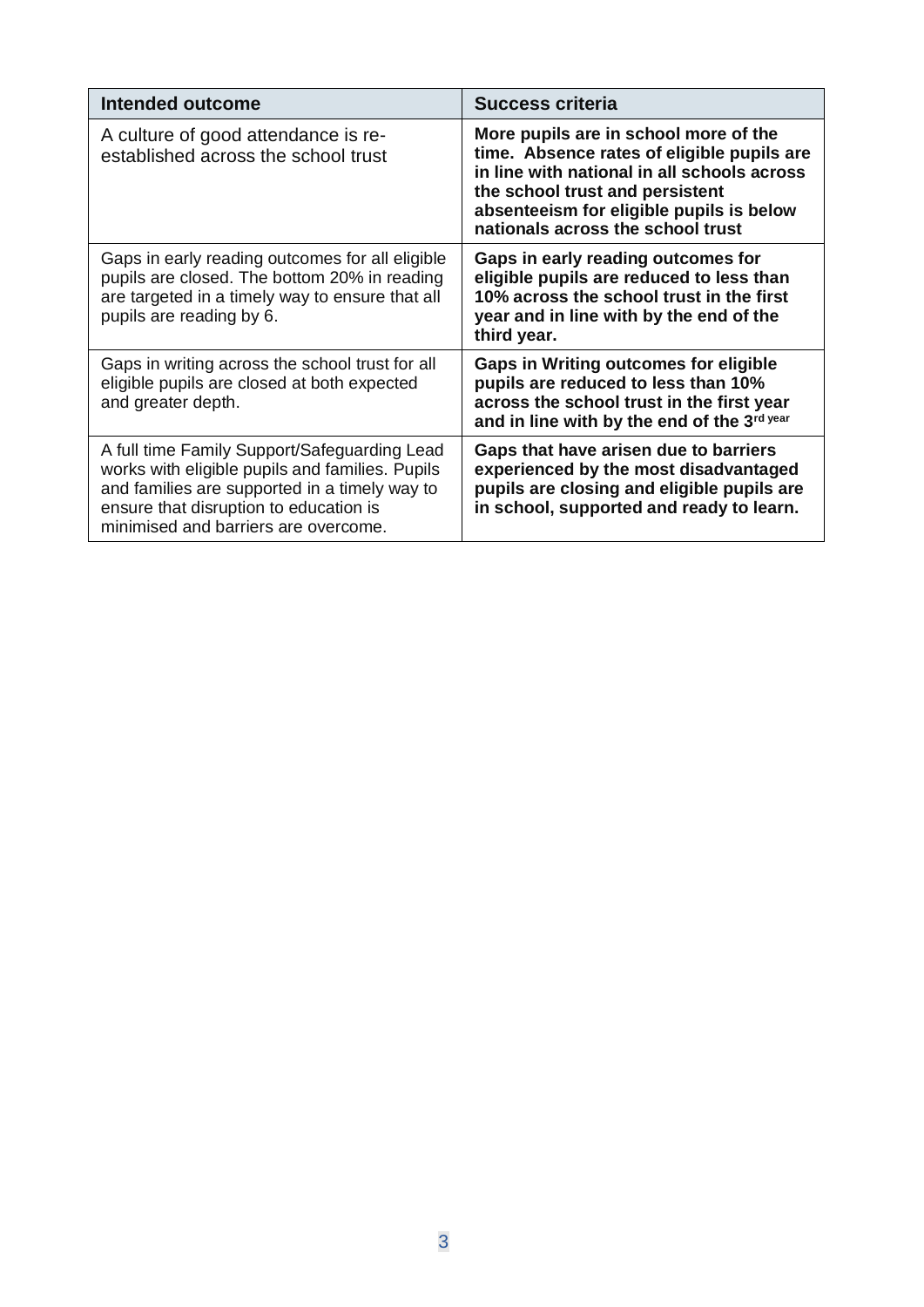| Intended outcome | Success criteria |
| --- | --- |
| A culture of good attendance is re-established across the school trust | **More pupils are in school more of the time. Absence rates of eligible pupils are in line with national in all schools across the school trust and persistent absenteeism for eligible pupils is below nationals across the school trust** |
| Gaps in early reading outcomes for all eligible pupils are closed. The bottom 20% in reading are targeted in a timely way to ensure that all pupils are reading by 6. | **Gaps in early reading outcomes for eligible pupils are reduced to less than 10% across the school trust in the first year and in line with by the end of the third year.** |
| Gaps in writing across the school trust for all eligible pupils are closed at both expected and greater depth. | **Gaps in Writing outcomes for eligible pupils are reduced to less than 10% across the school trust in the first year and in line with by the end of the 3rd year** |
| A full time Family Support/Safeguarding Lead works with eligible pupils and families. Pupils and families are supported in a timely way to ensure that disruption to education is minimised and barriers are overcome. | **Gaps that have arisen due to barriers experienced by the most disadvantaged pupils are closing and eligible pupils are in school, supported and ready to learn.** |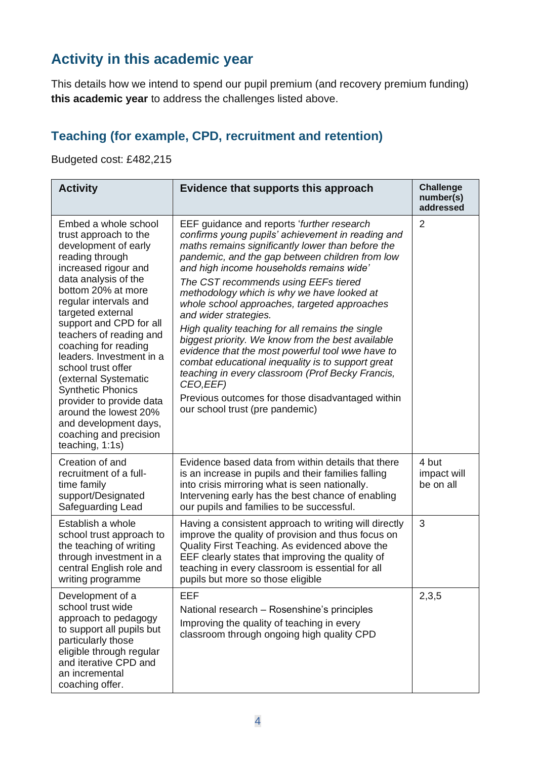## Activity in this academic year

This details how we intend to spend our pupil premium (and recovery premium funding) **this academic year** to address the challenges listed above.

### Teaching (for example, CPD, recruitment and retention)

Budgeted cost: £482,215

| Activity | Evidence that supports this approach | Challenge number(s) addressed |
|---|---|---|
| Embed a whole school trust approach to the development of early reading through increased rigour and data analysis of the bottom 20% at more regular intervals and targeted external support and CPD for all teachers of reading and coaching for reading leaders. Investment in a school trust offer (external Systematic Synthetic Phonics provider to provide data around the lowest 20% and development days, coaching and precision teaching, 1:1s) | EEF guidance and reports '*further research confirms young pupils' achievement in reading and maths remains significantly lower than before the pandemic, and the gap between children from low and high income households remains wide'*<br>*The CST recommends using EEFs tiered methodology which is why we have looked at whole school approaches, targeted approaches and wider strategies.*<br>*High quality teaching for all remains the single biggest priority. We know from the best available evidence that the most powerful tool wwe have to combat educational inequality is to support great teaching in every classroom (Prof Becky Francis, CEO,EEF)*<br>Previous outcomes for those disadvantaged within our school trust (pre pandemic) | 2 |
| Creation of and recruitment of a full-time family support/Designated Safeguarding Lead | Evidence based data from within details that there is an increase in pupils and their families falling into crisis mirroring what is seen nationally. Intervening early has the best chance of enabling our pupils and families to be successful. | 4 but impact will be on all |
| Establish a whole school trust approach to the teaching of writing through investment in a central English role and writing programme | Having a consistent approach to writing will directly improve the quality of provision and thus focus on Quality First Teaching. As evidenced above the EEF clearly states that improving the quality of teaching in every classroom is essential for all pupils but more so those eligible | 3 |
| Development of a school trust wide approach to pedagogy to support all pupils but particularly those eligible through regular and iterative CPD and an incremental coaching offer. | EEF<br>National research – Rosenshine's principles<br>Improving the quality of teaching in every classroom through ongoing high quality CPD | 2,3,5 |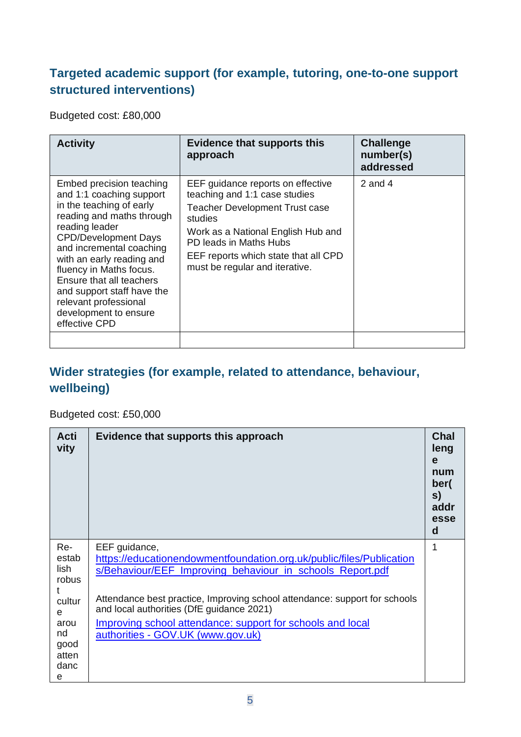## Targeted academic support (for example, tutoring, one-to-one support structured interventions)

Budgeted cost: £80,000

| Activity | Evidence that supports this approach | Challenge number(s) addressed |
|---|---|---|
| Embed precision teaching and 1:1 coaching support in the teaching of early reading and maths through reading leader CPD/Development Days and incremental coaching with an early reading and fluency in Maths focus. Ensure that all teachers and support staff have the relevant professional development to ensure effective CPD | EEF guidance reports on effective teaching and 1:1 case studies<br>Teacher Development Trust case studies<br>Work as a National English Hub and PD leads in Maths Hubs<br>EEF reports which state that all CPD must be regular and iterative. | 2 and 4 |
| | | |

## Wider strategies (for example, related to attendance, behaviour, wellbeing)

Budgeted cost: £50,000

| Activity | Evidence that supports this approach | Challenge number(s) addressed |
|---|---|---|
| Re-establish robust culture around good attendance | EEF guidance, [https://educationendowmentfoundation.org.uk/public/files/Publications/Behaviour/EEF_Improving_behaviour_in_schools_Report.pdf](https://educationendowmentfoundation.org.uk/public/files/Publications/Behaviour/EEF_Improving_behaviour_in_schools_Report.pdf)<br><br>Attendance best practice, Improving school attendance: support for schools and local authorities (DfE guidance 2021)<br>[Improving school attendance: support for schools and local authorities - GOV.UK (www.gov.uk)](Improving school attendance: support for schools and local authorities - GOV.UK (www.gov.uk)) | 1 |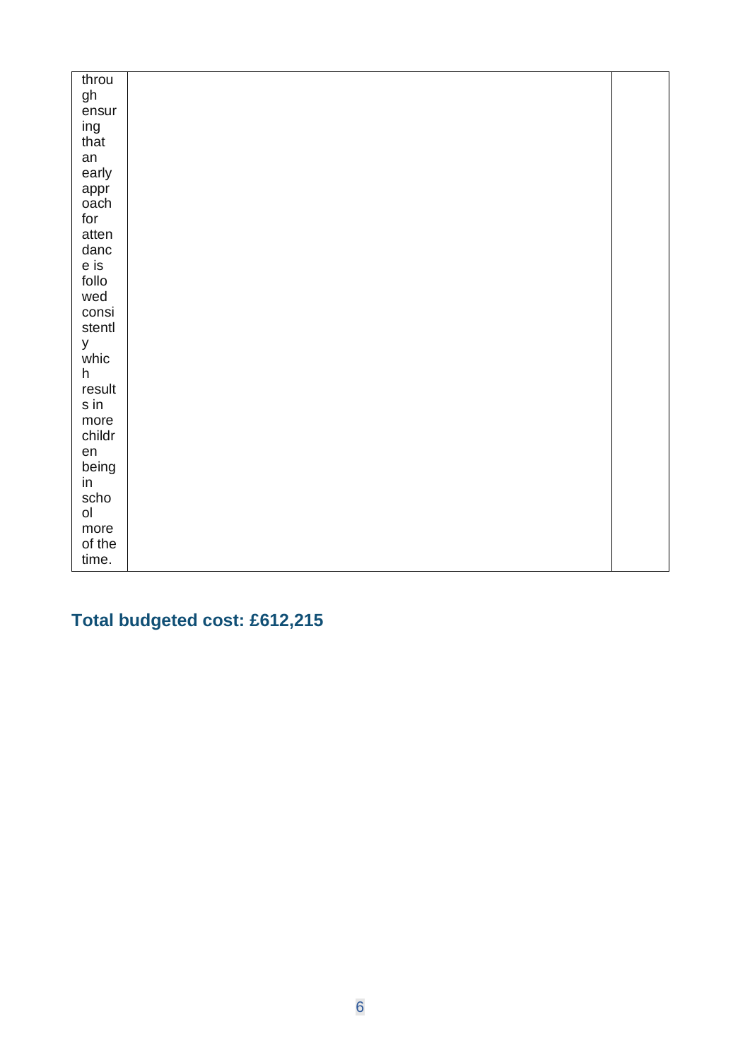| | | |
|---|---|---|
| through ensuring that an early approach for attendance is followed consistently which results in more children being in school more of the time. | | |

## Total budgeted cost: £612,215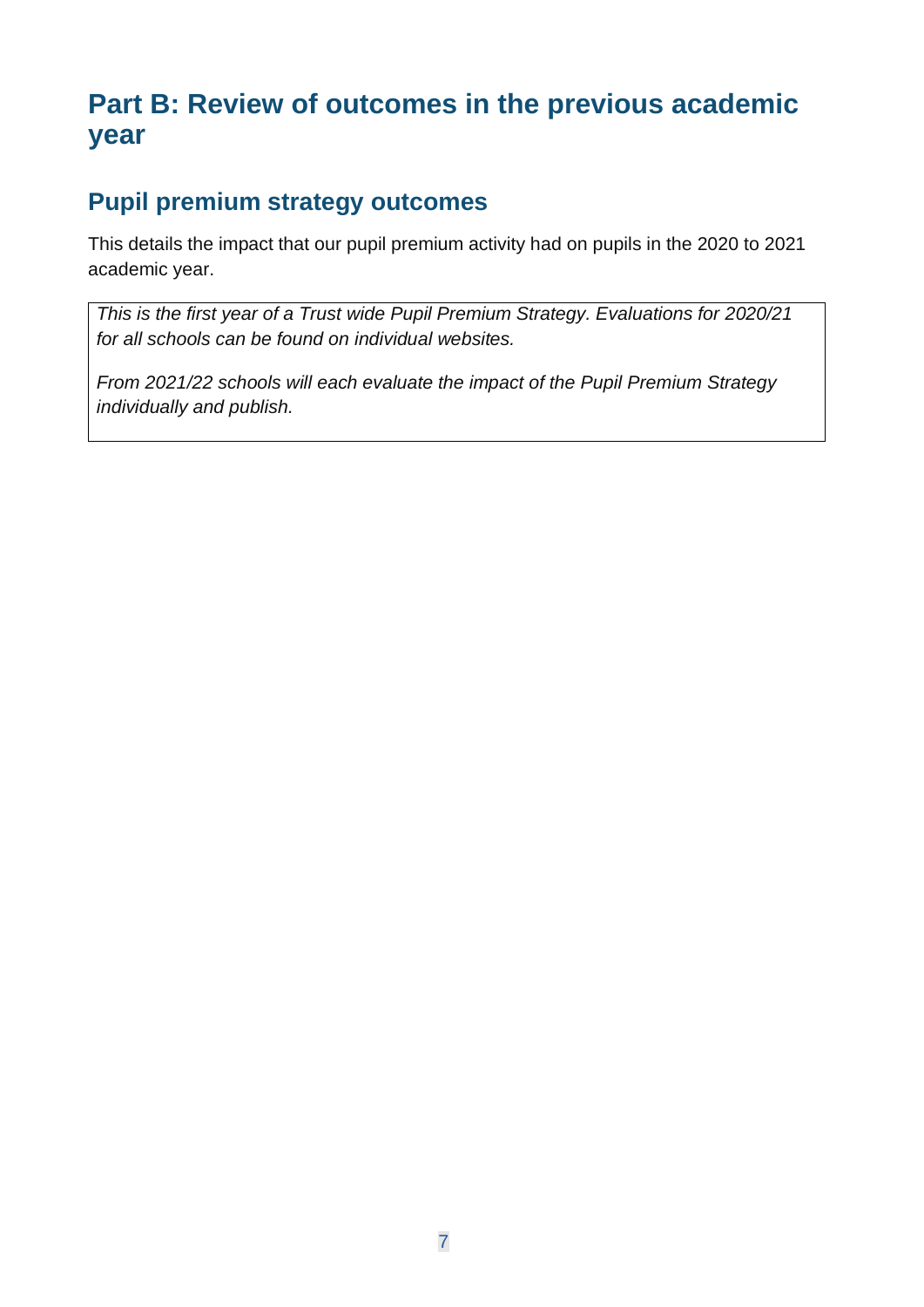# Part B: Review of outcomes in the previous academic year

## Pupil premium strategy outcomes

This details the impact that our pupil premium activity had on pupils in the 2020 to 2021 academic year.

| |
|---|
| *This is the first year of a Trust wide Pupil Premium Strategy. Evaluations for 2020/21 for all schools can be found on individual websites.*<br><br>*From 2021/22 schools will each evaluate the impact of the Pupil Premium Strategy individually and publish.* |